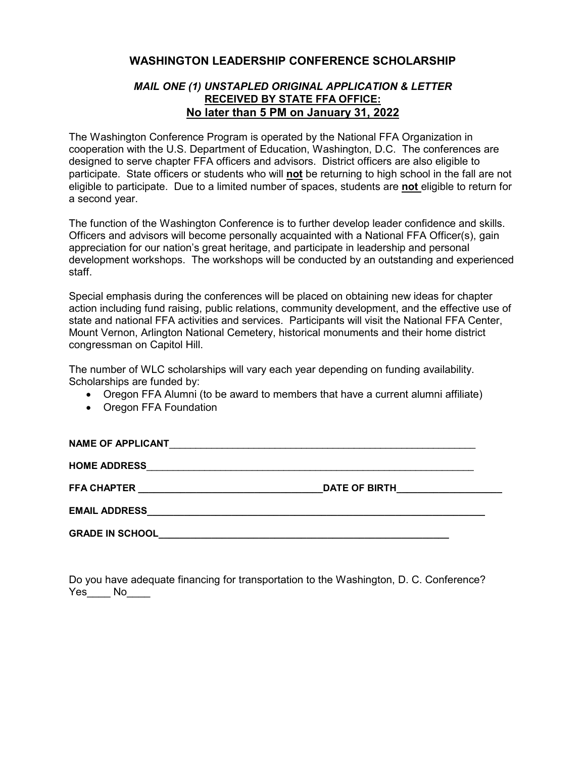## WASHINGTON LEADERSHIP CONFERENCE SCHOLARSHIP

***MAIL ONE (1) UNSTAPLED ORIGINAL APPLICATION & LETTER***
**RECEIVED BY STATE FFA OFFICE:**
**No later than 5 PM on January 31, 2022**

The Washington Conference Program is operated by the National FFA Organization in cooperation with the U.S. Department of Education, Washington, D.C. The conferences are designed to serve chapter FFA officers and advisors. District officers are also eligible to participate. State officers or students who will **not** be returning to high school in the fall are not eligible to participate. Due to a limited number of spaces, students are **not** eligible to return for a second year.

The function of the Washington Conference is to further develop leader confidence and skills. Officers and advisors will become personally acquainted with a National FFA Officer(s), gain appreciation for our nation's great heritage, and participate in leadership and personal development workshops. The workshops will be conducted by an outstanding and experienced staff.

Special emphasis during the conferences will be placed on obtaining new ideas for chapter action including fund raising, public relations, community development, and the effective use of state and national FFA activities and services. Participants will visit the National FFA Center, Mount Vernon, Arlington National Cemetery, historical monuments and their home district congressman on Capitol Hill.

The number of WLC scholarships will vary each year depending on funding availability. Scholarships are funded by:

- Oregon FFA Alumni (to be award to members that have a current alumni affiliate)
- Oregon FFA Foundation

**NAME OF APPLICANT**\_\_\_\_\_\_\_\_\_\_\_\_\_\_\_\_\_\_\_\_\_\_\_\_\_\_\_\_\_\_\_\_\_\_\_\_\_\_\_\_\_\_\_\_\_\_\_\_

**HOME ADDRESS**\_\_\_\_\_\_\_\_\_\_\_\_\_\_\_\_\_\_\_\_\_\_\_\_\_\_\_\_\_\_\_\_\_\_\_\_\_\_\_\_\_\_\_\_\_\_\_\_\_\_\_\_

**FFA CHAPTER** \_\_\_\_\_\_\_\_\_\_\_\_\_\_\_\_\_\_\_\_\_\_\_\_\_\_\_\_\_\_**DATE OF BIRTH**\_\_\_\_\_\_\_\_\_\_\_\_\_\_\_\_\_

**EMAIL ADDRESS**\_\_\_\_\_\_\_\_\_\_\_\_\_\_\_\_\_\_\_\_\_\_\_\_\_\_\_\_\_\_\_\_\_\_\_\_\_\_\_\_\_\_\_\_\_\_\_\_\_\_\_\_

**GRADE IN SCHOOL**\_\_\_\_\_\_\_\_\_\_\_\_\_\_\_\_\_\_\_\_\_\_\_\_\_\_\_\_\_\_\_\_\_\_\_\_\_\_\_\_\_\_\_\_\_\_

Do you have adequate financing for transportation to the Washington, D. C. Conference?
Yes\_\_\_\_ No\_\_\_\_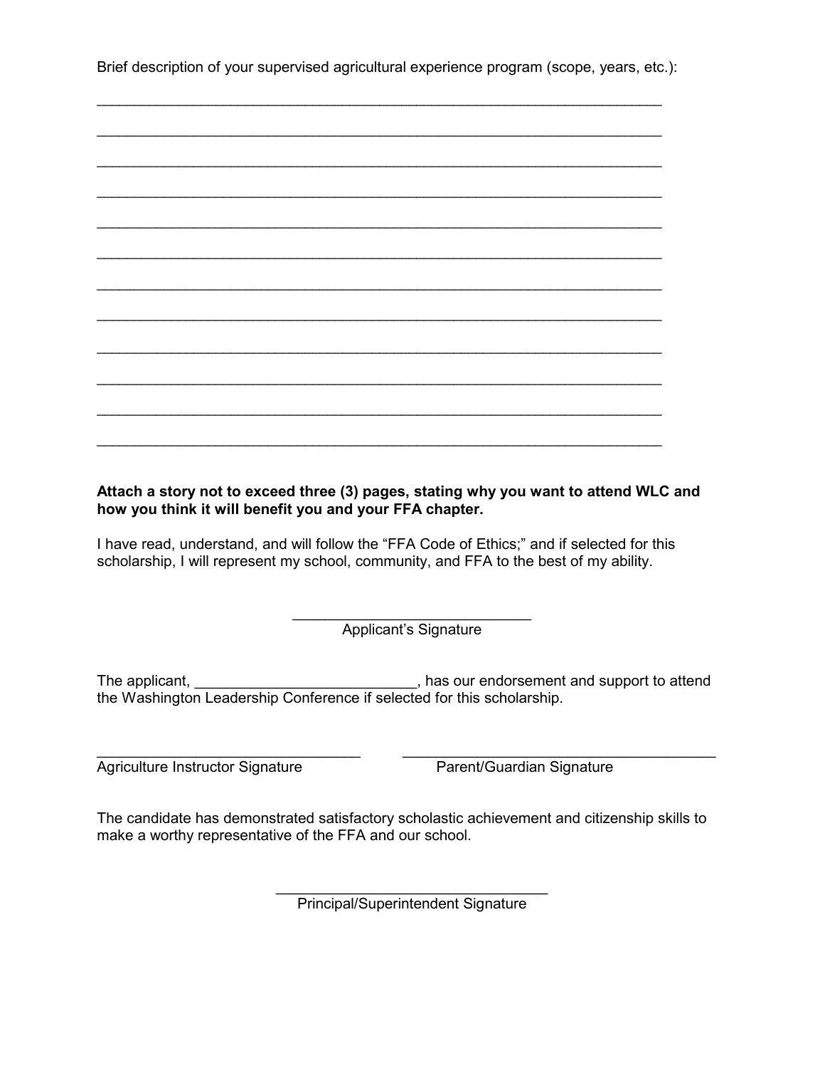Brief description of your supervised agricultural experience program (scope, years, etc.):

______________________________________________________________________

______________________________________________________________________

______________________________________________________________________

______________________________________________________________________

______________________________________________________________________

______________________________________________________________________

______________________________________________________________________

______________________________________________________________________

______________________________________________________________________

______________________________________________________________________

______________________________________________________________________

______________________________________________________________________

**Attach a story not to exceed three (3) pages, stating why you want to attend WLC and how you think it will benefit you and your FFA chapter.**

I have read, understand, and will follow the "FFA Code of Ethics;" and if selected for this scholarship, I will represent my school, community, and FFA to the best of my ability.

____________________________
Applicant's Signature

The applicant, ___________________________, has our endorsement and support to attend the Washington Leadership Conference if selected for this scholarship.

__________________________________ &nbsp;&nbsp;&nbsp;&nbsp; ________________________________________
Agriculture Instructor Signature &nbsp;&nbsp;&nbsp;&nbsp; Parent/Guardian Signature

The candidate has demonstrated satisfactory scholastic achievement and citizenship skills to make a worthy representative of the FFA and our school.

________________________________
Principal/Superintendent Signature